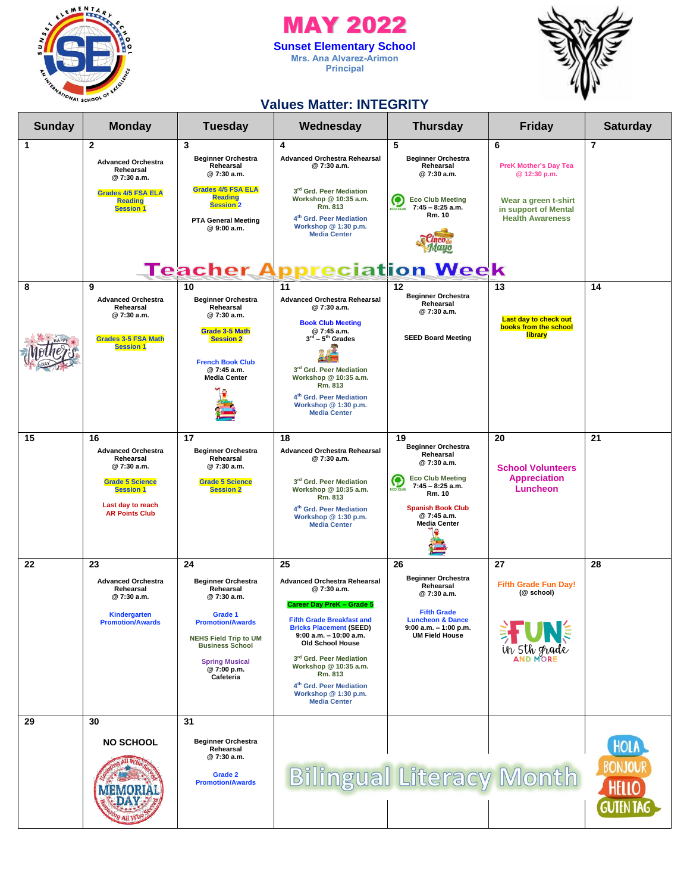# MAY 2022

**Sunset Elementary School**

Mrs. Ana Alvarez-Arimon

Principal

## Values Matter: INTEGRITY

| Sunday | Monday | Tuesday | Wednesday | Thursday | Friday | Saturday |
|---|---|---|---|---|---|---|
| 1 | 2<br>Advanced Orchestra Rehearsal @ 7:30 a.m.<br>Grades 4/5 FSA ELA Reading Session 1 | 3<br>Beginner Orchestra Rehearsal @ 7:30 a.m.<br>Grades 4/5 FSA ELA Reading Session 2<br>PTA General Meeting @ 9:00 a.m. | 4<br>Advanced Orchestra Rehearsal @ 7:30 a.m.<br>3rd Grd. Peer Mediation Workshop @ 10:35 a.m. Rm. 813<br>4th Grd. Peer Mediation Workshop @ 1:30 p.m. Media Center | 5<br>Beginner Orchestra Rehearsal @ 7:30 a.m.<br>Eco Club Meeting 7:45 – 8:25 a.m. Rm. 10<br>Cinco de Mayo | 6<br>PreK Mother's Day Tea @ 12:30 p.m.<br>Wear a green t-shirt in support of Mental Health Awareness | 7 |
| Teacher Appreciation Week | | | | | | |
| 8<br>Happy Mother's Day | 9<br>Advanced Orchestra Rehearsal @ 7:30 a.m.<br>Grades 3-5 FSA Math Session 1 | 10<br>Beginner Orchestra Rehearsal @ 7:30 a.m.<br>Grade 3-5 Math Session 2<br>French Book Club @ 7:45 a.m. Media Center | 11<br>Advanced Orchestra Rehearsal @ 7:30 a.m.<br>Book Club Meeting @ 7:45 a.m. 3rd – 5th Grades<br>3rd Grd. Peer Mediation Workshop @ 10:35 a.m. Rm. 813<br>4th Grd. Peer Mediation Workshop @ 1:30 p.m. Media Center | 12<br>Beginner Orchestra Rehearsal @ 7:30 a.m.<br>SEED Board Meeting | 13<br>Last day to check out books from the school library | 14 |
| 15 | 16<br>Advanced Orchestra Rehearsal @ 7:30 a.m.<br>Grade 5 Science Session 1<br>Last day to reach AR Points Club | 17<br>Beginner Orchestra Rehearsal @ 7:30 a.m.<br>Grade 5 Science Session 2 | 18<br>Advanced Orchestra Rehearsal @ 7:30 a.m.<br>3rd Grd. Peer Mediation Workshop @ 10:35 a.m. Rm. 813<br>4th Grd. Peer Mediation Workshop @ 1:30 p.m. Media Center | 19<br>Beginner Orchestra Rehearsal @ 7:30 a.m.<br>Eco Club Meeting 7:45 – 8:25 a.m. Rm. 10<br>Spanish Book Club @ 7:45 a.m. Media Center | 20<br>School Volunteers Appreciation Luncheon | 21 |
| 22 | 23<br>Advanced Orchestra Rehearsal @ 7:30 a.m.<br>Kindergarten Promotion/Awards | 24<br>Beginner Orchestra Rehearsal @ 7:30 a.m.<br>Grade 1 Promotion/Awards<br>NEHS Field Trip to UM Business School<br>Spring Musical @ 7:00 p.m. Cafeteria | 25<br>Advanced Orchestra Rehearsal @ 7:30 a.m.<br>Career Day PreK – Grade 5<br>Fifth Grade Breakfast and Bricks Placement (SEED) 9:00 a.m. – 10:00 a.m. Old School House<br>3rd Grd. Peer Mediation Workshop @ 10:35 a.m. Rm. 813<br>4th Grd. Peer Mediation Workshop @ 1:30 p.m. Media Center | 26<br>Beginner Orchestra Rehearsal @ 7:30 a.m.<br>Fifth Grade Luncheon & Dance 9:00 a.m. – 1:00 p.m. UM Field House | 27<br>Fifth Grade Fun Day! (@ school)<br>FUN in 5th grade AND MORE | 28 |
| 29 | 30<br>NO SCHOOL<br>Memorial Day — Honoring All Who Served | 31<br>Beginner Orchestra Rehearsal @ 7:30 a.m.<br>Grade 2 Promotion/Awards | Bilingual Literacy Month | | | HOLA BONJOUR HELLO GUTEN TAG |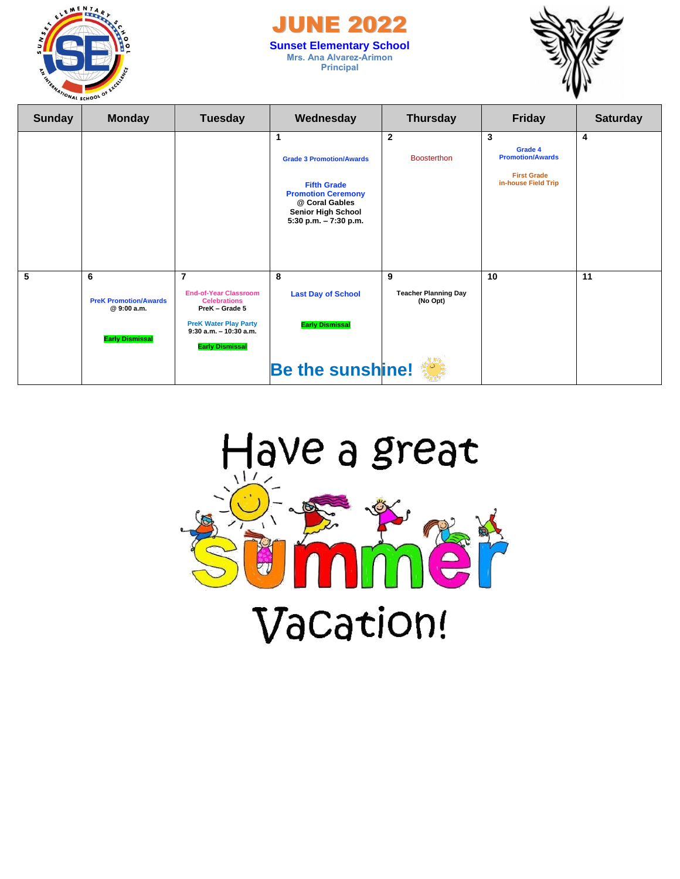# JUNE 2022

**Sunset Elementary School**
Mrs. Ana Alvarez-Arimon
Principal

| Sunday | Monday | Tuesday | Wednesday | Thursday | Friday | Saturday |
|---|---|---|---|---|---|---|
| | | | **1**<br>Grade 3 Promotion/Awards<br>**Fifth Grade Promotion Ceremony** @ Coral Gables Senior High School 5:30 p.m. – 7:30 p.m. | **2**<br>Boosterthon | **3**<br>Grade 4 Promotion/Awards<br>First Grade in-house Field Trip | **4** |
| **5** | **6**<br>PreK Promotion/Awards @ 9:00 a.m.<br>Early Dismissal | **7**<br>End-of-Year Classroom Celebrations PreK – Grade 5<br>PreK Water Play Party 9:30 a.m. – 10:30 a.m.<br>Early Dismissal | **8**<br>Last Day of School<br>Early Dismissal | **9**<br>Teacher Planning Day (No Opt) | **10** | **11** |

**Be the sunshine!**

Have a great Summer Vacation!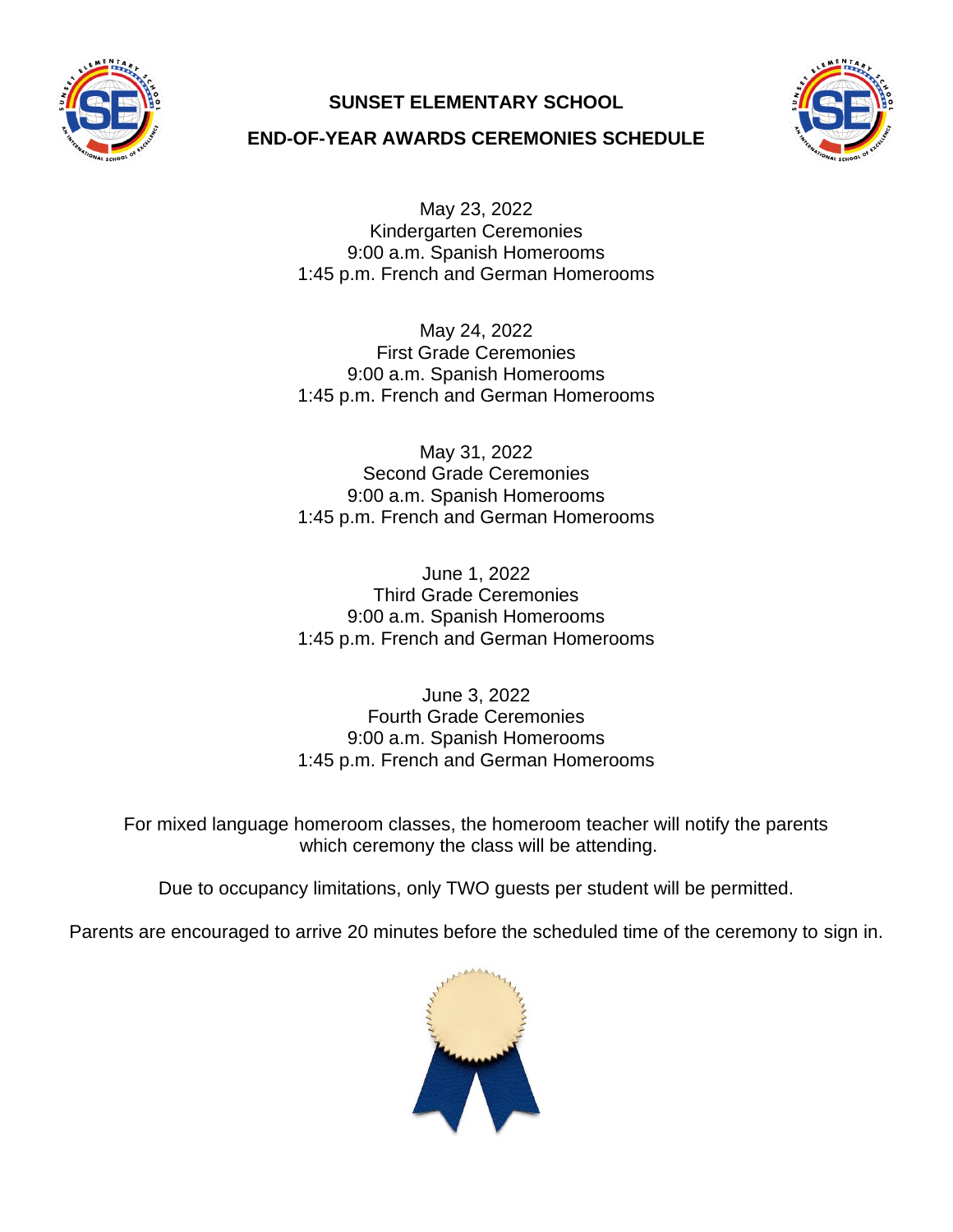# SUNSET ELEMENTARY SCHOOL

## END-OF-YEAR AWARDS CEREMONIES SCHEDULE

May 23, 2022
Kindergarten Ceremonies
9:00 a.m. Spanish Homerooms
1:45 p.m. French and German Homerooms

May 24, 2022
First Grade Ceremonies
9:00 a.m. Spanish Homerooms
1:45 p.m. French and German Homerooms

May 31, 2022
Second Grade Ceremonies
9:00 a.m. Spanish Homerooms
1:45 p.m. French and German Homerooms

June 1, 2022
Third Grade Ceremonies
9:00 a.m. Spanish Homerooms
1:45 p.m. French and German Homerooms

June 3, 2022
Fourth Grade Ceremonies
9:00 a.m. Spanish Homerooms
1:45 p.m. French and German Homerooms

For mixed language homeroom classes, the homeroom teacher will notify the parents which ceremony the class will be attending.

Due to occupancy limitations, only TWO guests per student will be permitted.

Parents are encouraged to arrive 20 minutes before the scheduled time of the ceremony to sign in.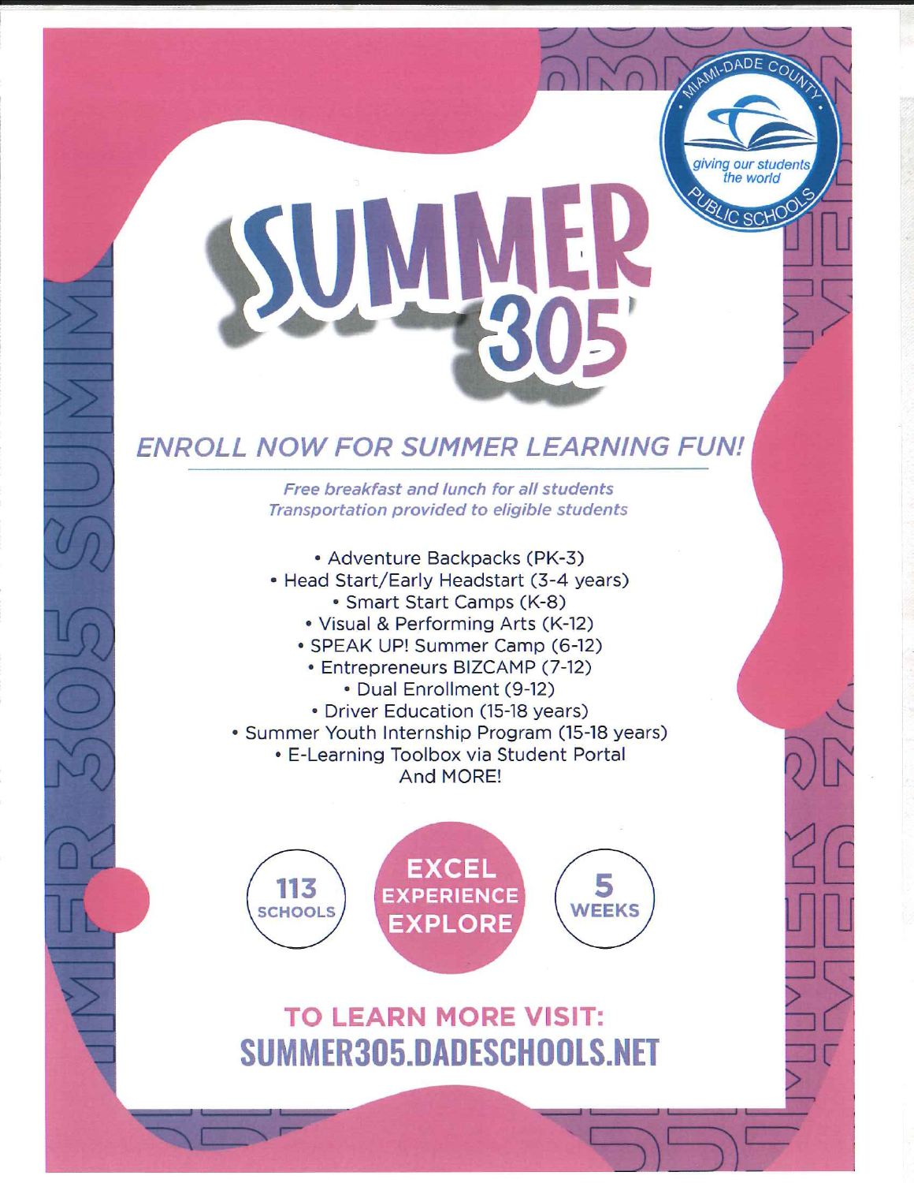Miami-Dade County Public Schools — giving our students the world

# SUMMER 305

## ENROLL NOW FOR SUMMER LEARNING FUN!

*Free breakfast and lunch for all students*
*Transportation provided to eligible students*

- Adventure Backpacks (PK-3)
- Head Start/Early Headstart (3-4 years)
- Smart Start Camps (K-8)
- Visual & Performing Arts (K-12)
- SPEAK UP! Summer Camp (6-12)
- Entrepreneurs BIZCAMP (7-12)
- Dual Enrollment (9-12)
- Driver Education (15-18 years)
- Summer Youth Internship Program (15-18 years)
- E-Learning Toolbox via Student Portal

And MORE!

**113 SCHOOLS** | **EXCEL EXPERIENCE EXPLORE** | **5 WEEKS**

## TO LEARN MORE VISIT:
## SUMMER305.DADESCHOOLS.NET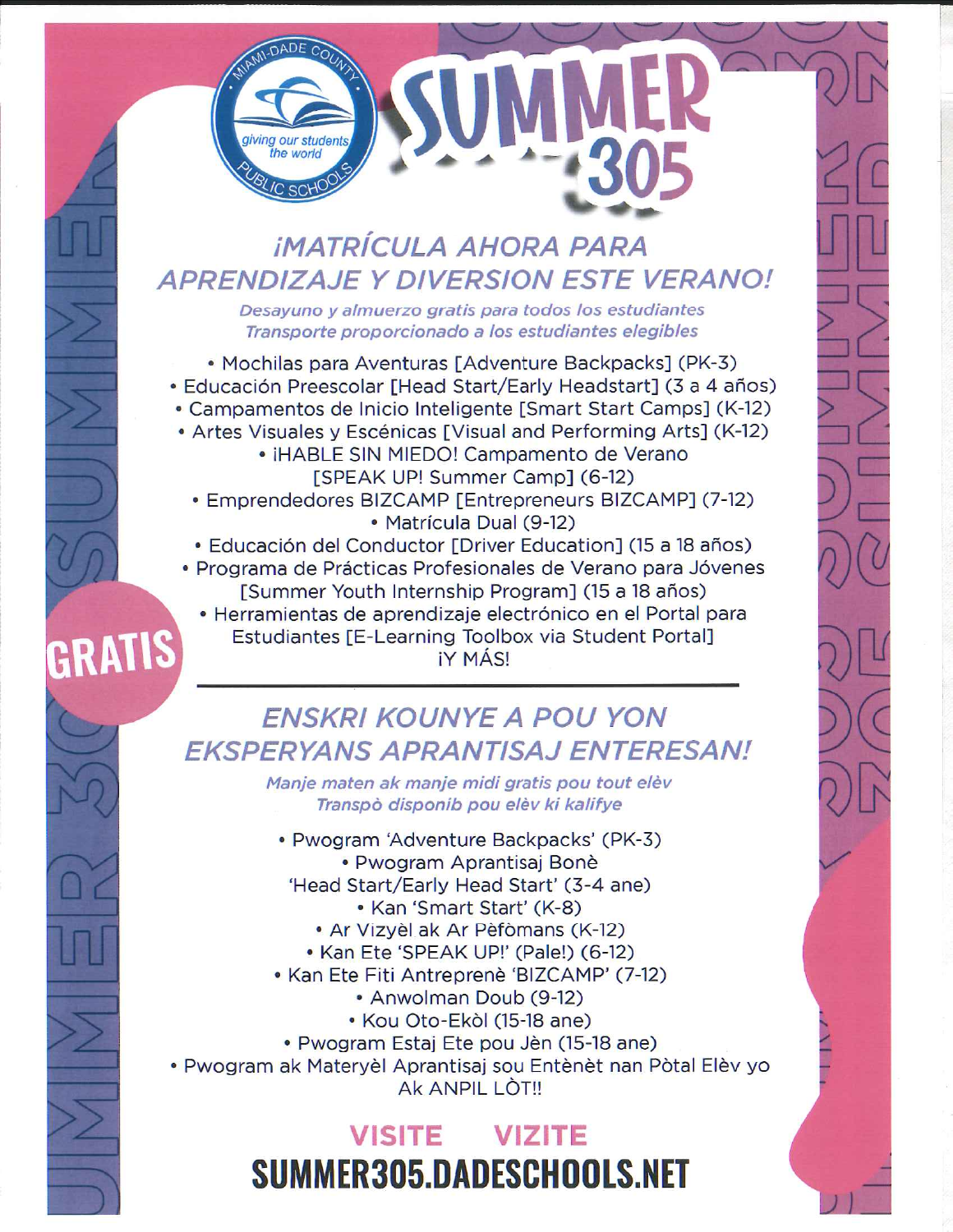MIAMI-DADE COUNTY PUBLIC SCHOOLS

giving our students the world

# SUMMER 305

GRATIS

## ¡MATRÍCULA AHORA PARA APRENDIZAJE Y DIVERSION ESTE VERANO!

*Desayuno y almuerzo gratis para todos los estudiantes*
*Transporte proporcionado a los estudiantes elegibles*

- Mochilas para Aventuras [Adventure Backpacks] (PK-3)
- Educación Preescolar [Head Start/Early Headstart] (3 a 4 años)
- Campamentos de Inicio Inteligente [Smart Start Camps] (K-12)
- Artes Visuales y Escénicas [Visual and Performing Arts] (K-12)
- ¡HABLE SIN MIEDO! Campamento de Verano [SPEAK UP! Summer Camp] (6-12)
- Emprendedores BIZCAMP [Entrepreneurs BIZCAMP] (7-12)
- Matrícula Dual (9-12)
- Educación del Conductor [Driver Education] (15 a 18 años)
- Programa de Prácticas Profesionales de Verano para Jóvenes [Summer Youth Internship Program] (15 a 18 años)
- Herramientas de aprendizaje electrónico en el Portal para Estudiantes [E-Learning Toolbox via Student Portal]

¡Y MÁS!

---

## ENSKRI KOUNYE A POU YON EKSPERYANS APRANTISAJ ENTERESAN!

*Manje maten ak manje midi gratis pou tout elèv*
*Transpò disponib pou elèv ki kalifye*

- Pwogram 'Adventure Backpacks' (PK-3)
- Pwogram Aprantisaj Bonè 'Head Start/Early Head Start' (3-4 ane)
- Kan 'Smart Start' (K-8)
- Ar Vizyèl ak Ar Pèfòmans (K-12)
- Kan Ete 'SPEAK UP!' (Pale!) (6-12)
- Kan Ete Fiti Antreprenè 'BIZCAMP' (7-12)
- Anwolman Doub (9-12)
- Kou Oto-Ekòl (15-18 ane)
- Pwogram Estaj Ete pou Jèn (15-18 ane)
- Pwogram ak Materyèl Aprantisaj sou Entènèt nan Pòtal Elèv yo

Ak ANPIL LÒT!!

**VISITE VIZITE**

**SUMMER305.DADESCHOOLS.NET**